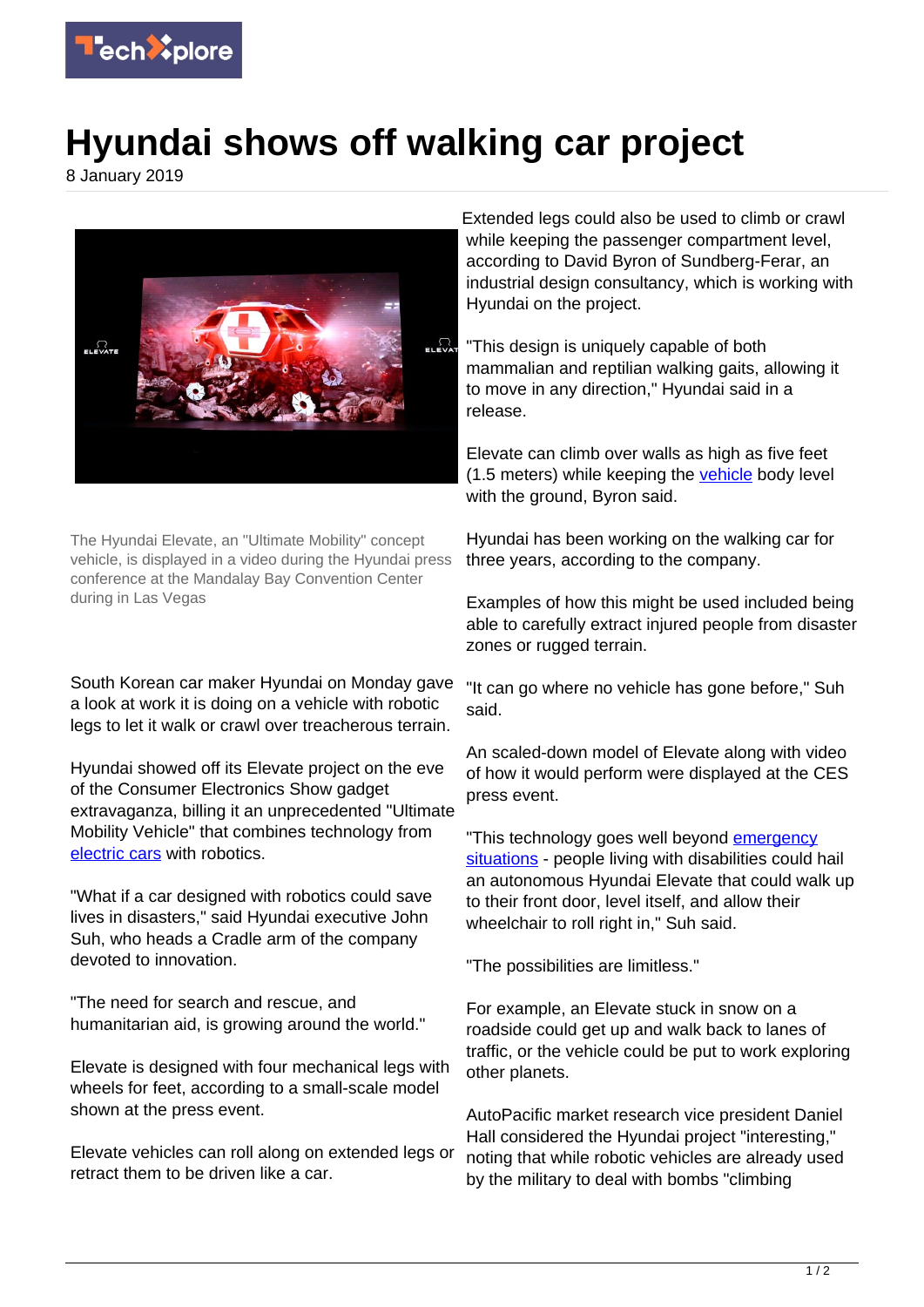# Hyundai shows off walking car project

8 January 2019

The Hyundai Elevate, an "Ultimate Mobility" concept vehicle, is displayed in a video during the Hyundai press conference at the Mandalay Bay Convention Center during in Las Vegas

South Korean car maker Hyundai on Monday gave a look at work it is doing on a vehicle with robotic legs to let it walk or crawl over treacherous terrain.

Hyundai showed off its Elevate project on the eve of the Consumer Electronics Show gadget extravaganza, billing it an unprecedented "Ultimate Mobility Vehicle" that combines technology from electric cars with robotics.

"What if a car designed with robotics could save lives in disasters," said Hyundai executive John Suh, who heads a Cradle arm of the company devoted to innovation.

"The need for search and rescue, and humanitarian aid, is growing around the world."

Elevate is designed with four mechanical legs with wheels for feet, according to a small-scale model shown at the press event.

Elevate vehicles can roll along on extended legs or retract them to be driven like a car.

Extended legs could also be used to climb or crawl while keeping the passenger compartment level, according to David Byron of Sundberg-Ferar, an industrial design consultancy, which is working with Hyundai on the project.

"This design is uniquely capable of both mammalian and reptilian walking gaits, allowing it to move in any direction," Hyundai said in a release.

Elevate can climb over walls as high as five feet (1.5 meters) while keeping the vehicle body level with the ground, Byron said.

Hyundai has been working on the walking car for three years, according to the company.

Examples of how this might be used included being able to carefully extract injured people from disaster zones or rugged terrain.

"It can go where no vehicle has gone before," Suh said.

An scaled-down model of Elevate along with video of how it would perform were displayed at the CES press event.

"This technology goes well beyond emergency situations - people living with disabilities could hail an autonomous Hyundai Elevate that could walk up to their front door, level itself, and allow their wheelchair to roll right in," Suh said.

"The possibilities are limitless."

For example, an Elevate stuck in snow on a roadside could get up and walk back to lanes of traffic, or the vehicle could be put to work exploring other planets.

AutoPacific market research vice president Daniel Hall considered the Hyundai project "interesting," noting that while robotic vehicles are already used by the military to deal with bombs "climbing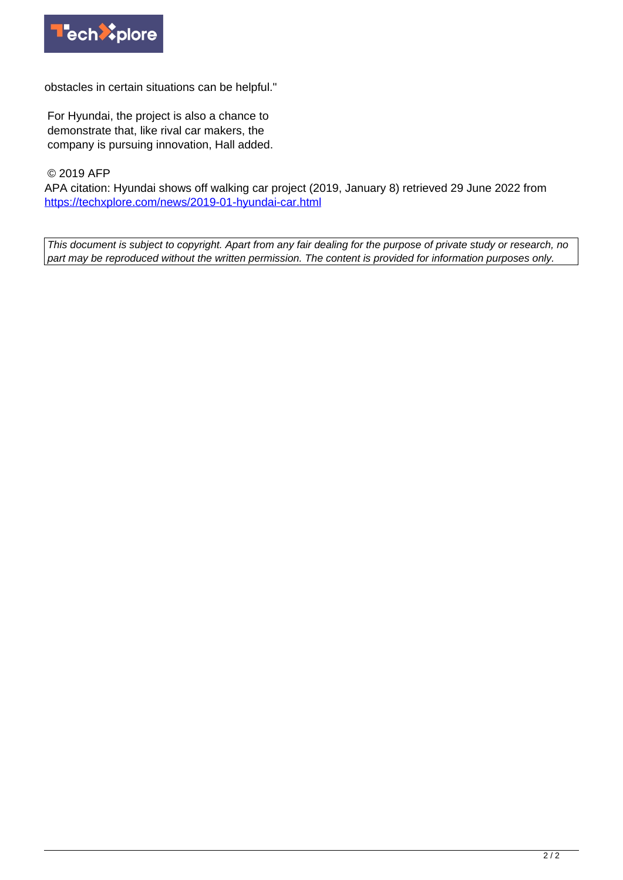obstacles in certain situations can be helpful."

For Hyundai, the project is also a chance to demonstrate that, like rival car makers, the company is pursuing innovation, Hall added.

© 2019 AFP

APA citation: Hyundai shows off walking car project (2019, January 8) retrieved 29 June 2022 from https://techxplore.com/news/2019-01-hyundai-car.html

*This document is subject to copyright. Apart from any fair dealing for the purpose of private study or research, no part may be reproduced without the written permission. The content is provided for information purposes only.*